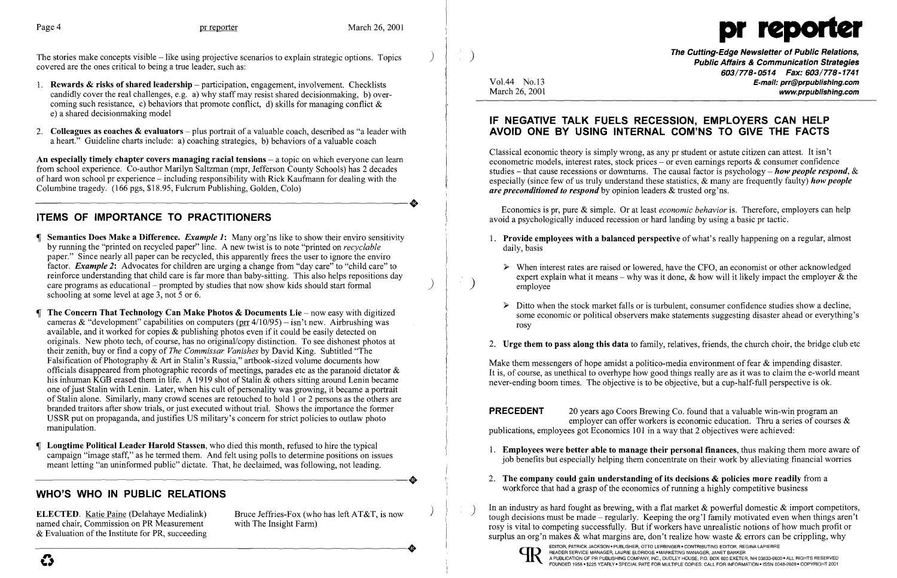The stories make concepts visible – like using projective scenarios to explain strategic options. Topics covered are the ones critical to being a true leader, such as:

1. **Rewards & risks of shared leadership** – participation, engagement, involvement. Checklists candidly cover the real challenges, e.g. a) why staff may resist shared decisionmaking, b) overcoming such resistance, c) behaviors that promote conflict, d) skills for managing conflict & e) a shared decisionmaking model
2. **Colleagues as coaches & evaluators** – plus portrait of a valuable coach, described as "a leader with a heart." Guideline charts include: a) coaching strategies, b) behaviors of a valuable coach

**An especially timely chapter covers managing racial tensions** – a topic on which everyone can learn from school experience. Co-author Marilyn Saltzman (mpr, Jefferson County Schools) has 2 decades of hard won school pr experience – including responsibility with Rick Kaufmann for dealing with the Columbine tragedy. (166 pgs, $18.95, Fulcrum Publishing, Golden, Colo)

## ITEMS OF IMPORTANCE TO PRACTITIONERS

¶ **Semantics Does Make a Difference.** ***Example 1***: Many org'ns like to show their enviro sensitivity by running the "printed on recycled paper" line. A new twist is to note "printed on *recyclable* paper." Since nearly all paper can be recycled, this apparently frees the user to ignore the enviro factor. ***Example 2***: Advocates for children are urging a change from "day care" to "child care" to reinforce understanding that child care is far more than baby-sitting. This also helps repositions day care programs as educational – prompted by studies that now show kids should start formal schooling at some level at age 3, not 5 or 6.

¶ **The Concern That Technology Can Make Photos & Documents Lie** – now easy with digitized cameras & "development" capabilities on computers (prr 4/10/95) – isn't new. Airbrushing was available, and it worked for copies & publishing photos even if it could be easily detected on originals. New photo tech, of course, has no original/copy distinction. To see dishonest photos at their zenith, buy or find a copy of *The Commissar Vanishes* by David King. Subtitled "The Falsification of Photography & Art in Stalin's Russia," artbook-sized volume documents how officials disappeared from photographic records of meetings, parades etc as the paranoid dictator & his inhuman KGB erased them in life. A 1919 shot of Stalin & others sitting around Lenin became one of just Stalin with Lenin. Later, when his cult of personality was growing, it became a portrait of Stalin alone. Similarly, many crowd scenes are retouched to hold 1 or 2 persons as the others are branded traitors after show trials, or just executed without trial. Shows the importance the former USSR put on propaganda, and justifies US military's concern for strict policies to outlaw photo manipulation.

¶ **Longtime Political Leader Harold Stassen**, who died this month, refused to hire the typical campaign "image staff," as he termed them. And felt using polls to determine positions on issues meant letting "an uninformed public" dictate. That, he declaimed, was following, not leading.

## WHO'S WHO IN PUBLIC RELATIONS

**ELECTED**. Katie Paine (Delahaye Medialink) named chair, Commission on PR Measurement & Evaluation of the Institute for PR, succeeding Bruce Jeffries-Fox (who has left AT&T, is now with The Insight Farm)

---

**pr reporter**

**The Cutting-Edge Newsletter of Public Relations, Public Affairs & Communication Strategies**
**603/778-0514 Fax: 603/778-1741**
**E-mail: prr@prpublishing.com**
**www.prpublishing.com**

Vol.44 No.13
March 26, 2001

## IF NEGATIVE TALK FUELS RECESSION, EMPLOYERS CAN HELP AVOID ONE BY USING INTERNAL COM'NS TO GIVE THE FACTS

Classical economic theory is simply wrong, as any pr student or astute citizen can attest. It isn't econometric models, interest rates, stock prices – or even earnings reports & consumer confidence studies – that cause recessions or downturns. The causal factor is psychology – ***how people respond***, & especially (since few of us truly understand these statistics, & many are frequently faulty) ***how people are preconditioned to respond*** by opinion leaders & trusted org'ns.

Economics is pr, pure & simple. Or at least *economic behavior* is. Therefore, employers can help avoid a psychologically induced recession or hard landing by using a basic pr tactic.

1. **Provide employees with a balanced perspective** of what's really happening on a regular, almost daily, basis
   - When interest rates are raised or lowered, have the CFO, an economist or other acknowledged expert explain what it means – why was it done, & how will it likely impact the employer & the employee
   - Ditto when the stock market falls or is turbulent, consumer confidence studies show a decline, some economic or political observers make statements suggesting disaster ahead or everything's rosy
2. **Urge them to pass along this data** to family, relatives, friends, the church choir, the bridge club etc

Make them messengers of hope amidst a politico-media environment of fear & impending disaster. It is, of course, as unethical to overhype how good things really are as it was to claim the e-world meant never-ending boom times. The objective is to be objective, but a cup-half-full perspective is ok.

**PRECEDENT** 20 years ago Coors Brewing Co. found that a valuable win-win program an employer can offer workers is economic education. Thru a series of courses & publications, employees got Economics 101 in a way that 2 objectives were achieved:

1. **Employees were better able to manage their personal finances**, thus making them more aware of job benefits but especially helping them concentrate on their work by alleviating financial worries
2. **The company could gain understanding of its decisions & policies more readily** from a workforce that had a grasp of the economics of running a highly competitive business

In an industry as hard fought as brewing, with a flat market & powerful domestic & import competitors, tough decisions must be made – regularly. Keeping the org'l family motivated even when things aren't rosy is vital to competing successfully. But if workers have unrealistic notions of how much profit or surplus an org'n makes & what margins are, don't realize how waste & errors can be crippling, why

EDITOR, PATRICK JACKSON • PUBLISHER, OTTO LERBINGER • CONTRIBUTING EDITOR, REGINA LAPIERRE
READER SERVICE MANAGER, LAURIE ELDRIDGE • MARKETING MANAGER, JANET BARKER
A PUBLICATION OF PR PUBLISHING COMPANY, INC., DUDLEY HOUSE, P.O. BOX 600 EXETER, NH 03833-0600 • ALL RIGHTS RESERVED
FOUNDED 1958 • $225 YEARLY • SPECIAL RATE FOR MULTIPLE COPIES: CALL FOR INFORMATION • ISSN 0048-2609 • COPYRIGHT 2001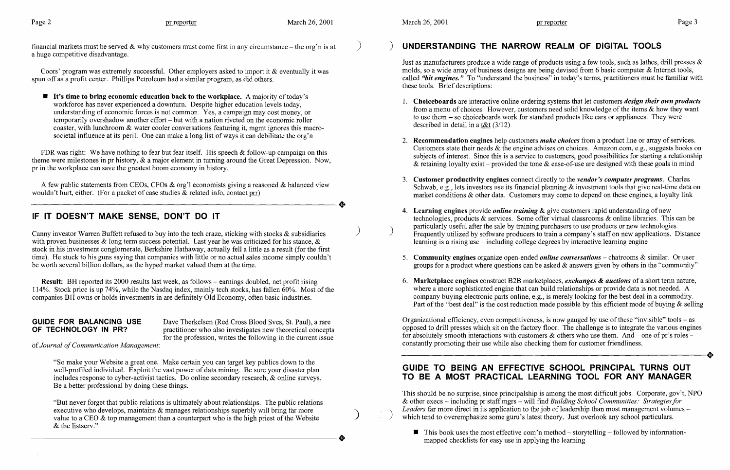financial markets must be served & why customers must come first in any circumstance – the org'n is at a huge competitive disadvantage.

Coors' program was extremely successful. Other employers asked to import it & eventually it was spun off as a profit center. Phillips Petroleum had a similar program, as did others.

- **It's time to bring economic education back to the workplace.** A majority of today's workforce has never experienced a downturn. Despite higher education levels today, understanding of economic forces is not common. Yes, a campaign may cost money, or temporarily overshadow another effort – but with a nation riveted on the economic roller coaster, with lunchroom & water cooler conversations featuring it, mgmt ignores this macro-societal influence at its peril. One can make a long list of ways it can debilitate the org'n

FDR was right: We have nothing to fear but fear itself. His speech & follow-up campaign on this theme were milestones in pr history, & a major element in turning around the Great Depression. Now, pr in the workplace can save the greatest boom economy in history.

A few public statements from CEOs, CFOs & org'l economists giving a reasoned & balanced view wouldn't hurt, either. (For a packet of case studies & related info, contact prr)

## IF IT DOESN'T MAKE SENSE, DON'T DO IT

Canny investor Warren Buffett refused to buy into the tech craze, sticking with stocks & subsidiaries with proven businesses & long term success potential. Last year he was criticized for his stance, & stock in his investment conglomerate, Berkshire Hathaway, actually fell a little as a result (for the first time). He stuck to his guns saying that companies with little or no actual sales income simply couldn't be worth several billion dollars, as the hyped market valued them at the time.

**Result:** BH reported its 2000 results last week, as follows – earnings doubled, net profit rising 114%. Stock price is up 74%, while the Nasdaq index, mainly tech stocks, has fallen 60%. Most of the companies BH owns or holds investments in are definitely Old Economy, often basic industries.

## GUIDE FOR BALANCING USE OF TECHNOLOGY IN PR?

Dave Therkelsen (Red Cross Blood Svcs, St. Paul), a rare practitioner who also investigates new theoretical concepts for the profession, writes the following in the current issue of *Journal of Communication Management*:

> "So make your Website a great one. Make certain you can target key publics down to the well-profiled individual. Exploit the vast power of data mining. Be sure your disaster plan includes response to cyber-activist tactics. Do online secondary research, & online surveys. Be a better professional by doing these things.
>
> "But never forget that public relations is ultimately about relationships. The public relations executive who develops, maintains & manages relationships superbly will bring far more value to a CEO & top management than a counterpart who is the high priest of the Website & the listserv."

## UNDERSTANDING THE NARROW REALM OF DIGITAL TOOLS

Just as manufacturers produce a wide range of products using a few tools, such as lathes, drill presses & molds, so a wide array of business designs are being devised from 6 basic computer & Internet tools, called ***"bit engines."*** To "understand the business" in today's terms, practitioners must be familiar with these tools. Brief descriptions:

1. **Choiceboards** are interactive online ordering systems that let customers ***design their own products*** from a menu of choices. However, customers need solid knowledge of the items & how they want to use them – so choiceboards work for standard products like cars or appliances. They were described in detail in a t&t (3/12)
2. **Recommendation engines** help customers ***make choices*** from a product line or array of services. Customers state their needs & the engine advises on choices. Amazon.com, e.g., suggests books on subjects of interest. Since this is a service to customers, good possibilities for starting a relationship & retaining loyalty exist – provided the tone & ease-of-use are designed with these goals in mind
3. **Customer productivity engines** connect directly to the ***vendor's computer programs***. Charles Schwab, e.g., lets investors use its financial planning & investment tools that give real-time data on market conditions & other data. Customers may come to depend on these engines, a loyalty link
4. **Learning engines** provide ***online training*** & give customers rapid understanding of new technologies, products & services. Some offer virtual classrooms & online libraries. This can be particularly useful after the sale by training purchasers to use products or new technologies. Frequently utilized by software producers to train a company's staff on new applications. Distance learning is a rising use – including college degrees by interactive learning engine
5. **Community engines** organize open-ended ***online conversations*** – chatrooms & similar. Or user groups for a product where questions can be asked & answers given by others in the "community"
6. **Marketplace engines** construct B2B marketplaces, ***exchanges & auctions*** of a short term nature, where a more sophisticated engine that can build relationships or provide data is not needed. A company buying electronic parts online, e.g., is merely looking for the best deal in a commodity. Part of the "best deal" is the cost reduction made possible by this efficient mode of buying & selling

Organizational efficiency, even competitiveness, is now gauged by use of these "invisible" tools – as opposed to drill presses which sit on the factory floor. The challenge is to integrate the various engines for absolutely smooth interactions with customers & others who use them. And – one of pr's roles – constantly promoting their use while also checking them for customer friendliness.

## GUIDE TO BEING AN EFFECTIVE SCHOOL PRINCIPAL TURNS OUT TO BE A MOST PRACTICAL LEARNING TOOL FOR ANY MANAGER

This should be no surprise, since principalship is among the most difficult jobs. Corporate, gov't, NPO & other execs – including pr staff mgrs – will find *Building School Communities: Strategies for Leaders* far more direct in its application to the job of leadership than most management volumes – which tend to overemphasize some guru's latest theory. Just overlook any school particulars.

- This book uses the most effective com'n method – storytelling – followed by information-mapped checklists for easy use in applying the learning